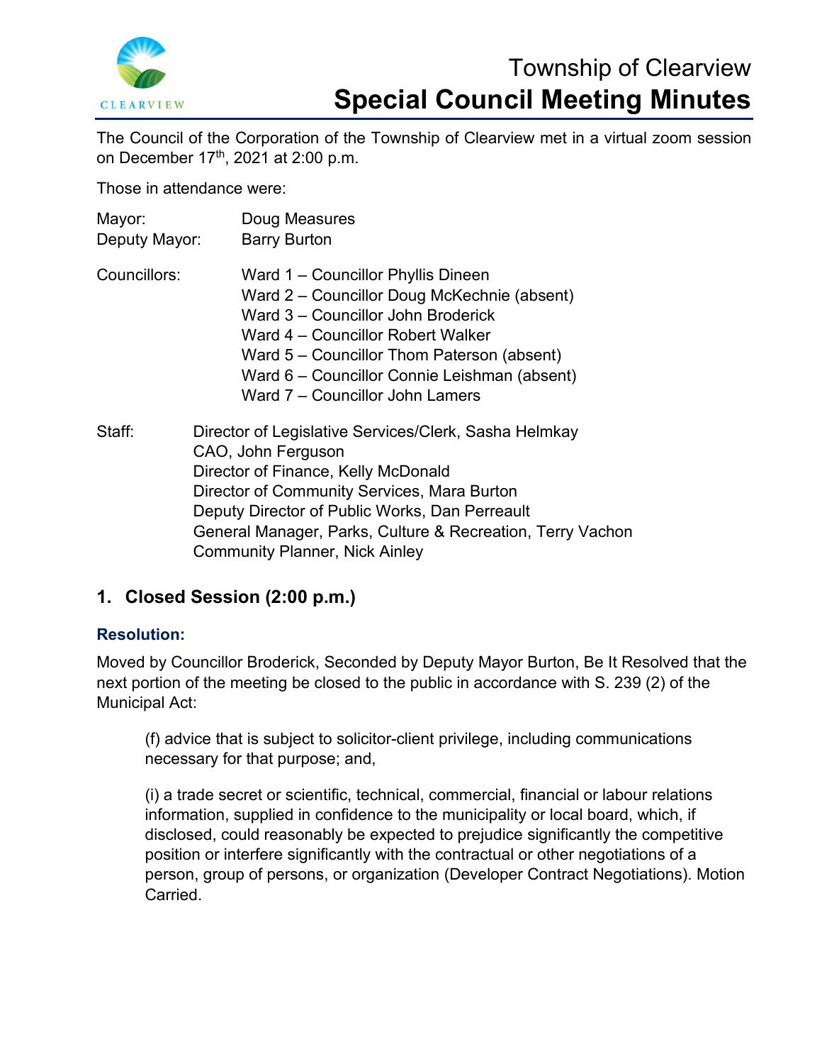# Township of Clearview
# Special Council Meeting Minutes

The Council of the Corporation of the Township of Clearview met in a virtual zoom session on December 17th, 2021 at 2:00 p.m.

Those in attendance were:

| | |
|---|---|
| Mayor: | Doug Measures |
| Deputy Mayor: | Barry Burton |
| Councillors: | Ward 1 – Councillor Phyllis Dineen |
| | Ward 2 – Councillor Doug McKechnie (absent) |
| | Ward 3 – Councillor John Broderick |
| | Ward 4 – Councillor Robert Walker |
| | Ward 5 – Councillor Thom Paterson (absent) |
| | Ward 6 – Councillor Connie Leishman (absent) |
| | Ward 7 – Councillor John Lamers |

Staff:
Director of Legislative Services/Clerk, Sasha Helmkay
CAO, John Ferguson
Director of Finance, Kelly McDonald
Director of Community Services, Mara Burton
Deputy Director of Public Works, Dan Perreault
General Manager, Parks, Culture & Recreation, Terry Vachon
Community Planner, Nick Ainley

## 1. Closed Session (2:00 p.m.)

### Resolution:

Moved by Councillor Broderick, Seconded by Deputy Mayor Burton, Be It Resolved that the next portion of the meeting be closed to the public in accordance with S. 239 (2) of the Municipal Act:

> (f) advice that is subject to solicitor-client privilege, including communications necessary for that purpose; and,
>
> (i) a trade secret or scientific, technical, commercial, financial or labour relations information, supplied in confidence to the municipality or local board, which, if disclosed, could reasonably be expected to prejudice significantly the competitive position or interfere significantly with the contractual or other negotiations of a person, group of persons, or organization (Developer Contract Negotiations). Motion Carried.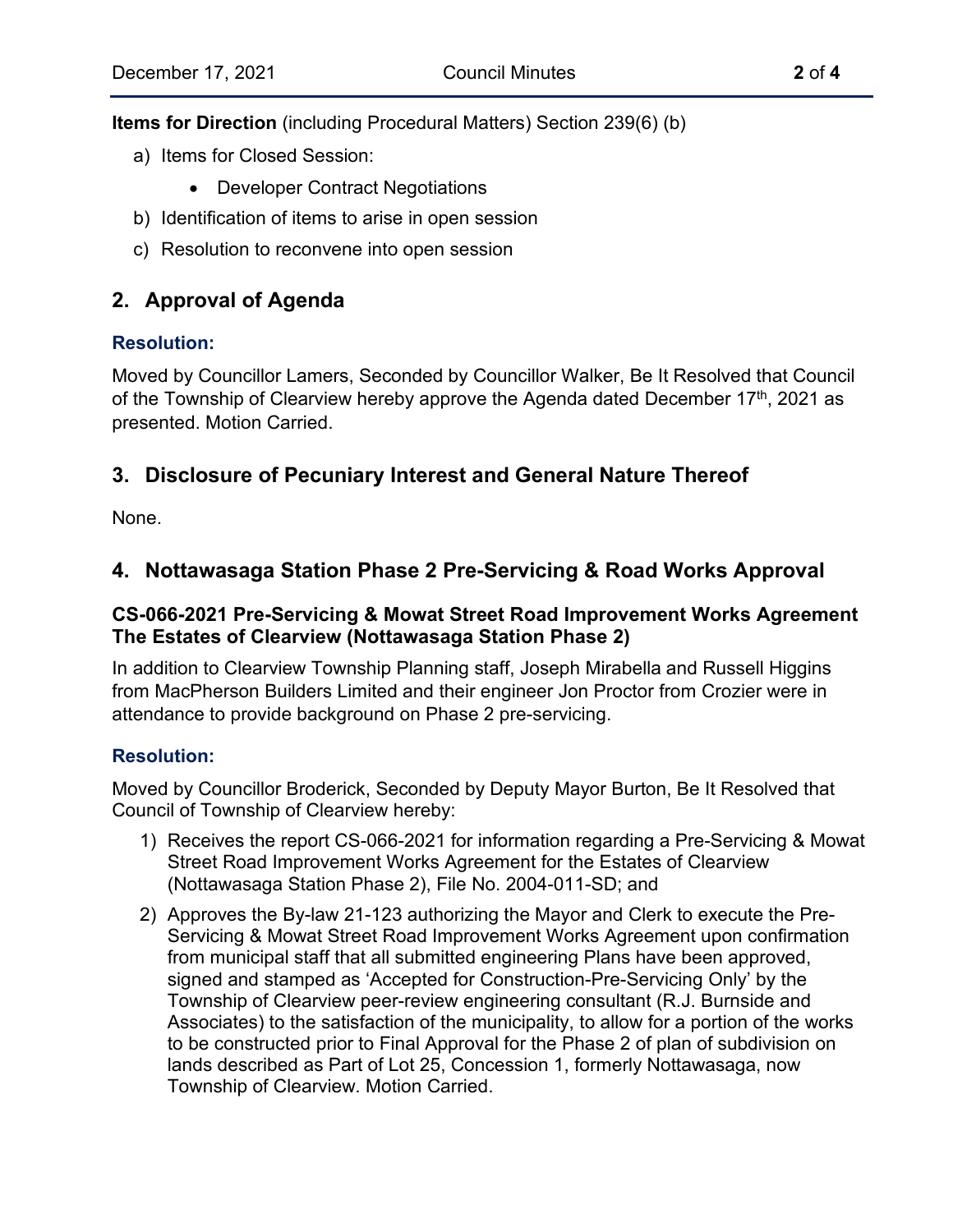**Items for Direction** (including Procedural Matters) Section 239(6) (b)

a) Items for Closed Session:
   - Developer Contract Negotiations

b) Identification of items to arise in open session

c) Resolution to reconvene into open session

## 2. Approval of Agenda

### Resolution:

Moved by Councillor Lamers, Seconded by Councillor Walker, Be It Resolved that Council of the Township of Clearview hereby approve the Agenda dated December 17th, 2021 as presented. Motion Carried.

## 3. Disclosure of Pecuniary Interest and General Nature Thereof

None.

## 4. Nottawasaga Station Phase 2 Pre-Servicing & Road Works Approval

### CS-066-2021 Pre-Servicing & Mowat Street Road Improvement Works Agreement The Estates of Clearview (Nottawasaga Station Phase 2)

In addition to Clearview Township Planning staff, Joseph Mirabella and Russell Higgins from MacPherson Builders Limited and their engineer Jon Proctor from Crozier were in attendance to provide background on Phase 2 pre-servicing.

### Resolution:

Moved by Councillor Broderick, Seconded by Deputy Mayor Burton, Be It Resolved that Council of Township of Clearview hereby:

1) Receives the report CS-066-2021 for information regarding a Pre-Servicing & Mowat Street Road Improvement Works Agreement for the Estates of Clearview (Nottawasaga Station Phase 2), File No. 2004-011-SD; and

2) Approves the By-law 21-123 authorizing the Mayor and Clerk to execute the Pre-Servicing & Mowat Street Road Improvement Works Agreement upon confirmation from municipal staff that all submitted engineering Plans have been approved, signed and stamped as 'Accepted for Construction-Pre-Servicing Only' by the Township of Clearview peer-review engineering consultant (R.J. Burnside and Associates) to the satisfaction of the municipality, to allow for a portion of the works to be constructed prior to Final Approval for the Phase 2 of plan of subdivision on lands described as Part of Lot 25, Concession 1, formerly Nottawasaga, now Township of Clearview. Motion Carried.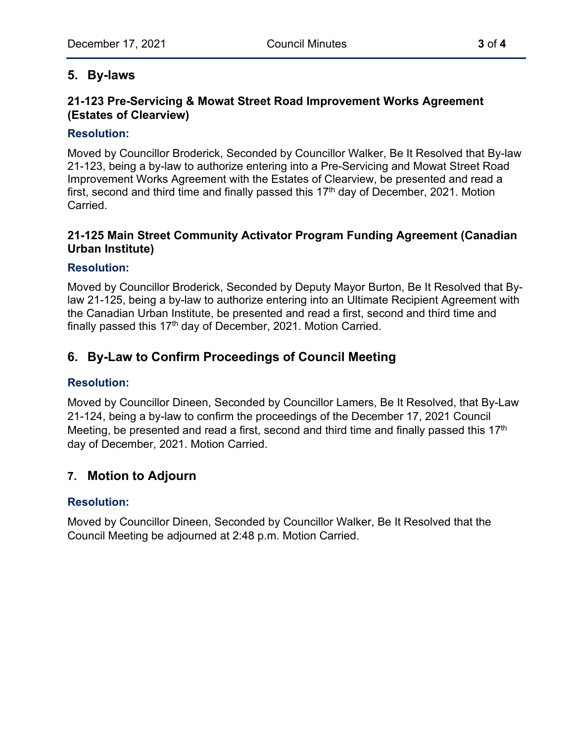## 5. By-laws

### 21-123 Pre-Servicing & Mowat Street Road Improvement Works Agreement (Estates of Clearview)

**Resolution:**

Moved by Councillor Broderick, Seconded by Councillor Walker, Be It Resolved that By-law 21-123, being a by-law to authorize entering into a Pre-Servicing and Mowat Street Road Improvement Works Agreement with the Estates of Clearview, be presented and read a first, second and third time and finally passed this 17th day of December, 2021. Motion Carried.

### 21-125 Main Street Community Activator Program Funding Agreement (Canadian Urban Institute)

**Resolution:**

Moved by Councillor Broderick, Seconded by Deputy Mayor Burton, Be It Resolved that By-law 21-125, being a by-law to authorize entering into an Ultimate Recipient Agreement with the Canadian Urban Institute, be presented and read a first, second and third time and finally passed this 17th day of December, 2021. Motion Carried.

## 6. By-Law to Confirm Proceedings of Council Meeting

**Resolution:**

Moved by Councillor Dineen, Seconded by Councillor Lamers, Be It Resolved, that By-Law 21-124, being a by-law to confirm the proceedings of the December 17, 2021 Council Meeting, be presented and read a first, second and third time and finally passed this 17th day of December, 2021. Motion Carried.

## 7. Motion to Adjourn

**Resolution:**

Moved by Councillor Dineen, Seconded by Councillor Walker, Be It Resolved that the Council Meeting be adjourned at 2:48 p.m. Motion Carried.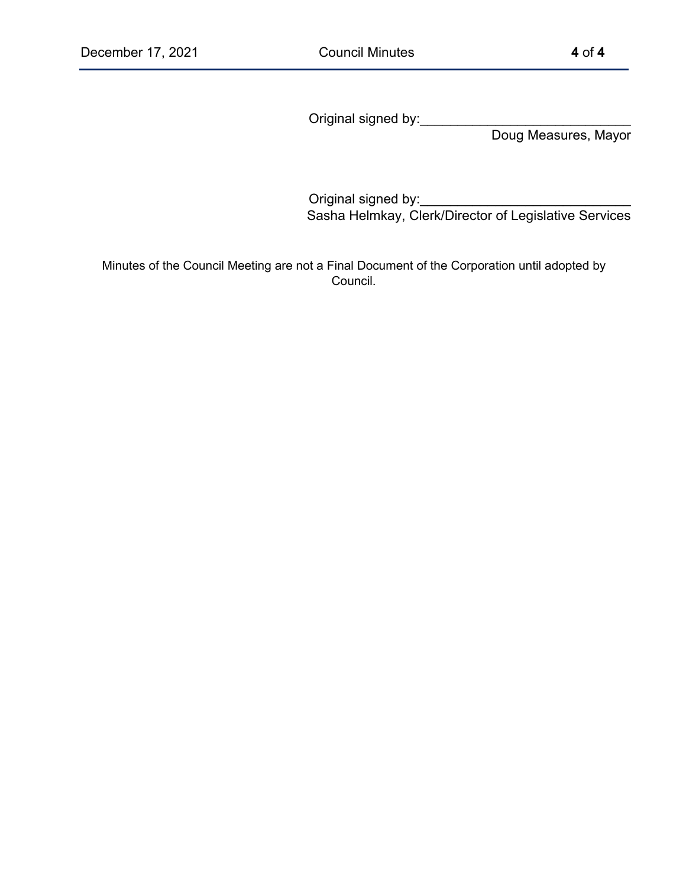Original signed by:_____________________________
Doug Measures, Mayor

Original signed by:_____________________________
Sasha Helmkay, Clerk/Director of Legislative Services

Minutes of the Council Meeting are not a Final Document of the Corporation until adopted by Council.